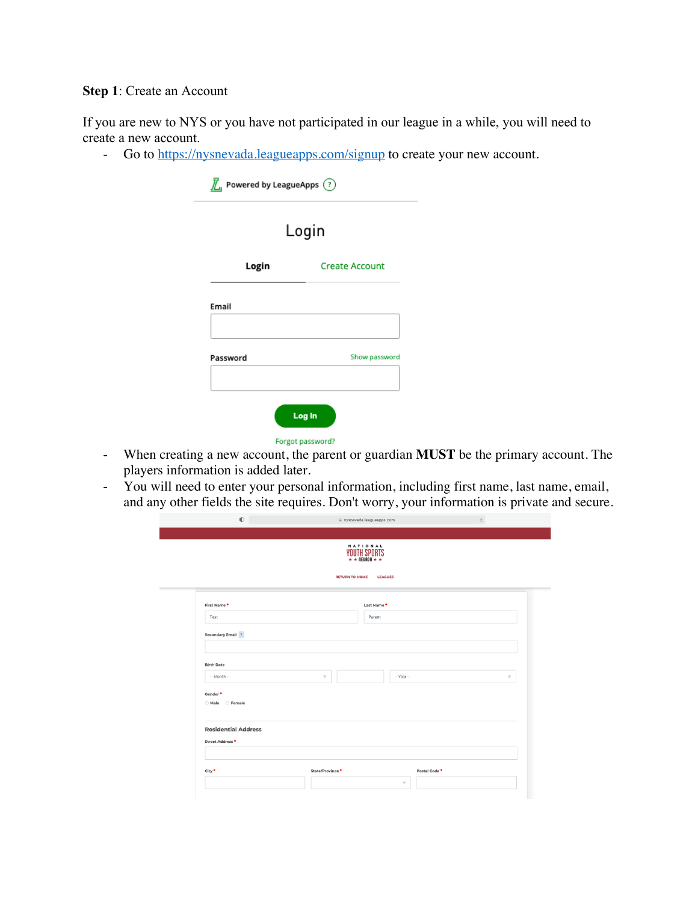**Step 1**: Create an Account

If you are new to NYS or you have not participated in our league in a while, you will need to create a new account.

- Go to [https://nysnevada.leagueapps.com/signup](https://nysnevada.leagueapps.com/signup) to create your new account.

Powered by LeagueApps

Login

Login | Create Account

Email

Password | Show password

Log In

Forgot password?

- When creating a new account, the parent or guardian **MUST** be the primary account. The players information is added later.
- You will need to enter your personal information, including first name, last name, email, and any other fields the site requires. Don't worry, your information is private and secure.

nysnevada.leagueapps.com

NATIONAL YOUTH SPORTS NEVADA

RETURN TO HOME | LEAGUES

First Name * | Last Name *

Test | Parent

Secondary Email

Birth Date

-- Month -- | | -- Year --

Gender *

Male | Female

Residential Address

Street Address *

City * | State/Province * | Postal Code *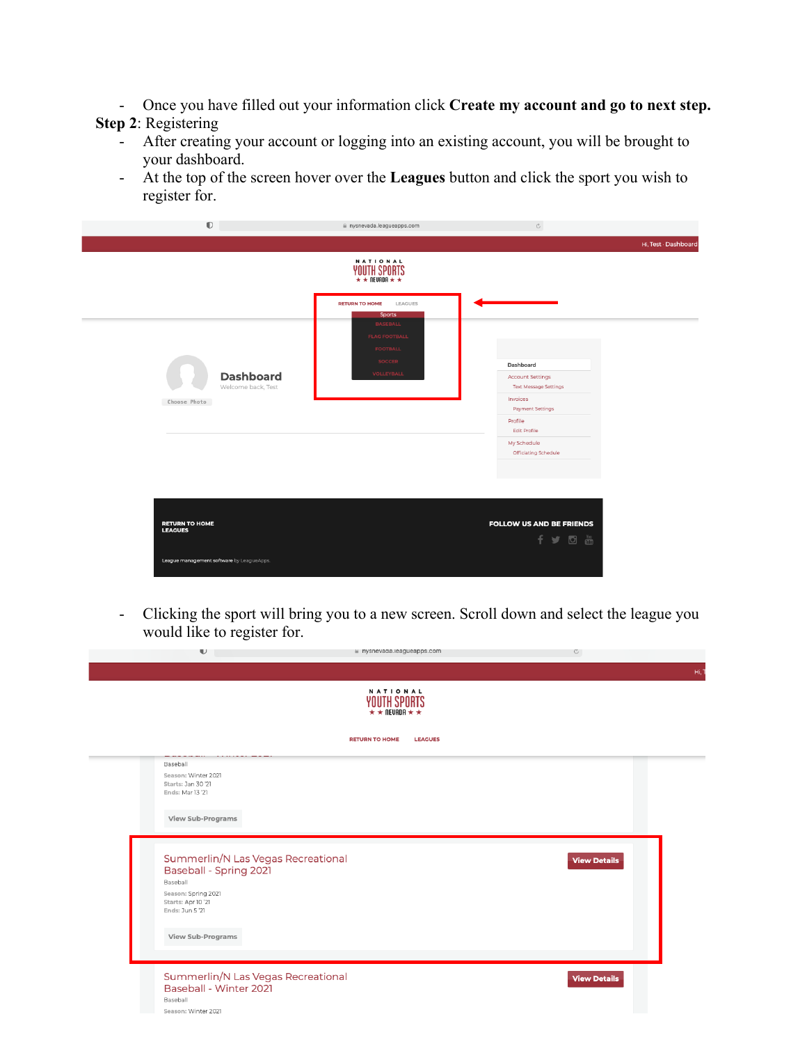- Once you have filled out your information click **Create my account and go to next step.**

**Step 2**: Registering

- After creating your account or logging into an existing account, you will be brought to your dashboard.
- At the top of the screen hover over the **Leagues** button and click the sport you wish to register for.

- Clicking the sport will bring you to a new screen. Scroll down and select the league you would like to register for.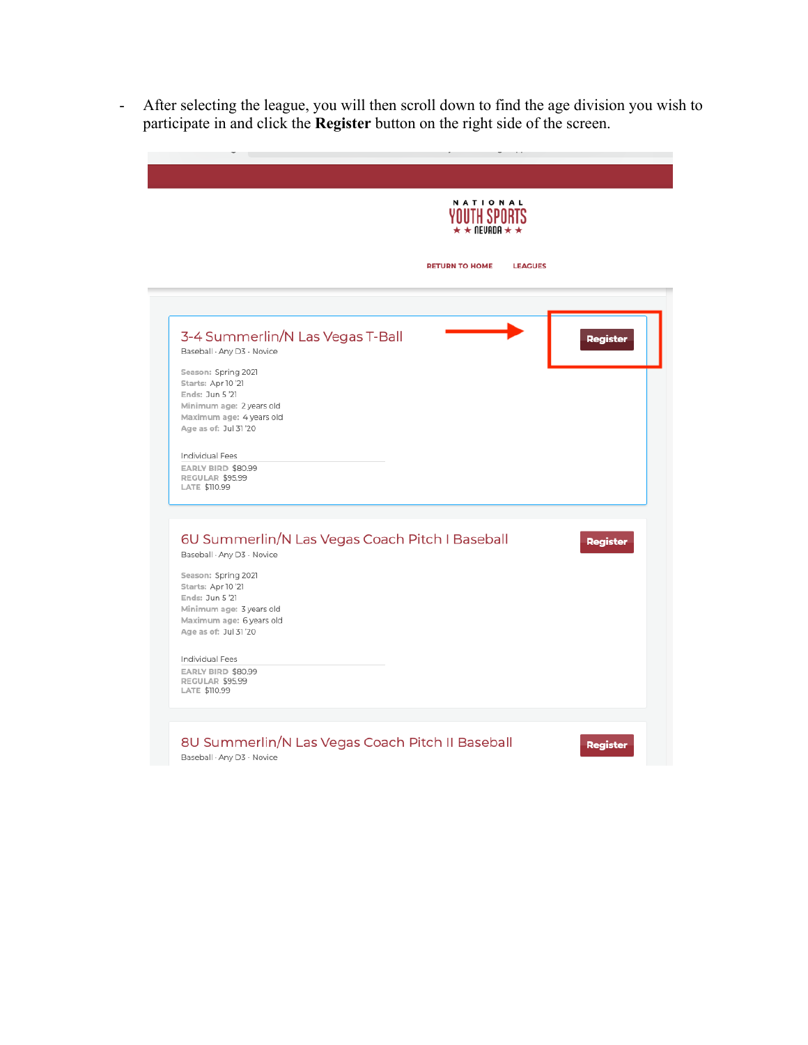- After selecting the league, you will then scroll down to find the age division you wish to participate in and click the **Register** button on the right side of the screen.

NATIONAL YOUTH SPORTS ★ ★ NEVADA ★ ★

RETURN TO HOME LEAGUES

3-4 Summerlin/N Las Vegas T-Ball

Baseball · Any D3 - Novice

Register

Season: Spring 2021
Starts: Apr 10 '21
Ends: Jun 5 '21
Minimum age: 2 years old
Maximum age: 4 years old
Age as of: Jul 31 '20

Individual Fees
EARLY BIRD $80.99
REGULAR $95.99
LATE $110.99

6U Summerlin/N Las Vegas Coach Pitch I Baseball

Baseball · Any D3 - Novice

Register

Season: Spring 2021
Starts: Apr 10 '21
Ends: Jun 5 '21
Minimum age: 3 years old
Maximum age: 6 years old
Age as of: Jul 31 '20

Individual Fees
EARLY BIRD $80.99
REGULAR $95.99
LATE $110.99

8U Summerlin/N Las Vegas Coach Pitch II Baseball

Baseball · Any D3 - Novice

Register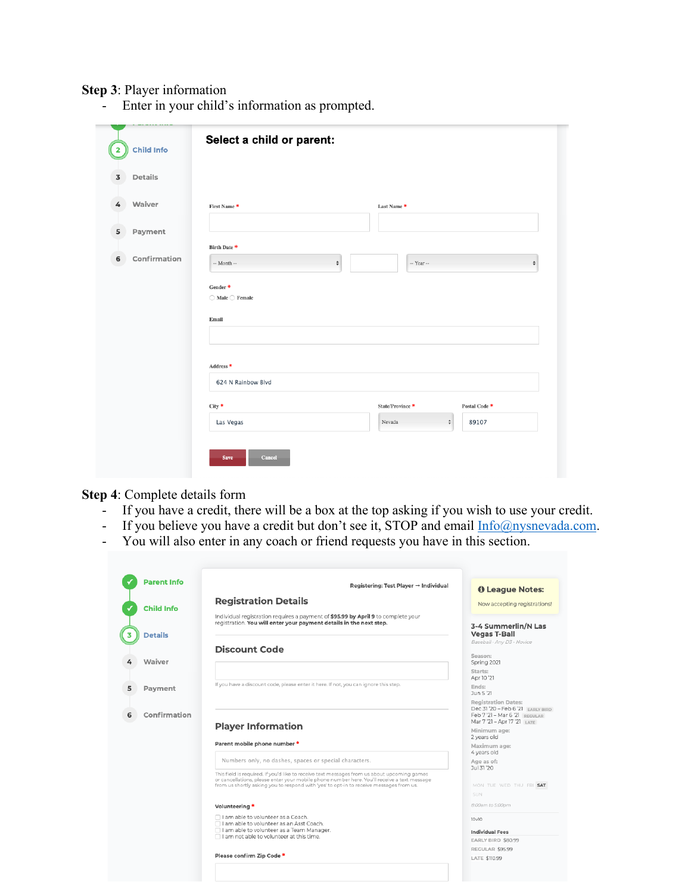**Step 3**: Player information

- Enter in your child's information as prompted.

Child Info

Details

Waiver

Payment

Confirmation

**Select a child or parent:**

First Name *

Last Name *

Birth Date *

-- Month --

-- Year --

Gender *

Male Female

Email

Address *

624 N Rainbow Blvd

City *

Las Vegas

State/Province *

Nevada

Postal Code *

89107

Save Cancel

**Step 4**: Complete details form

- If you have a credit, there will be a box at the top asking if you wish to use your credit.
- If you believe you have a credit but don't see it, STOP and email Info@nysnevada.com.
- You will also enter in any coach or friend requests you have in this section.

Parent Info

Child Info

Details

Waiver

Payment

Confirmation

Registering: Test Player → Individual

**Registration Details**

Individual registration requires a payment of **$95.99 by April 9** to complete your registration. **You will enter your payment details in the next step.**

**Discount Code**

If you have a discount code, please enter it here. If not, you can ignore this step.

**Player Information**

Parent mobile phone number *

Numbers only, no dashes, spaces or special characters.

This field is required. If you'd like to receive text messages from us about upcoming games or cancellations, please enter your mobile phone number here. You'll receive a text message from us shortly asking you to respond with 'yes' to opt-in to receive messages from us.

Volunteering *

- I am able to volunteer as a Coach.
- I am able to volunteer as an Asst Coach.
- I am able to volunteer as a Team Manager.
- I am not able to volunteer at this time.

Please confirm Zip Code *

**League Notes:**

Now accepting registrations!

**3-4 Summerlin/N Las Vegas T-Ball**

Baseball · Any D3 · Novice

Season:
Spring 2021

Starts:
Apr 10 '21

Ends:
Jun 5 '21

Registration Dates:
Dec 31 '20 – Feb 6 '21 EARLY BIRD
Feb 7 '21 – Mar 6 '21 REGULAR
Mar 7 '21 – Apr 17 '21 LATE

Minimum age:
2 years old

Maximum age:
4 years old

Age as of:
Jul 31 '20

MON TUE WED THU FRI SAT SUN

8:00am to 5:00pm

10v10

Individual Fees

EARLY BIRD $80.99

REGULAR $95.99

LATE $110.99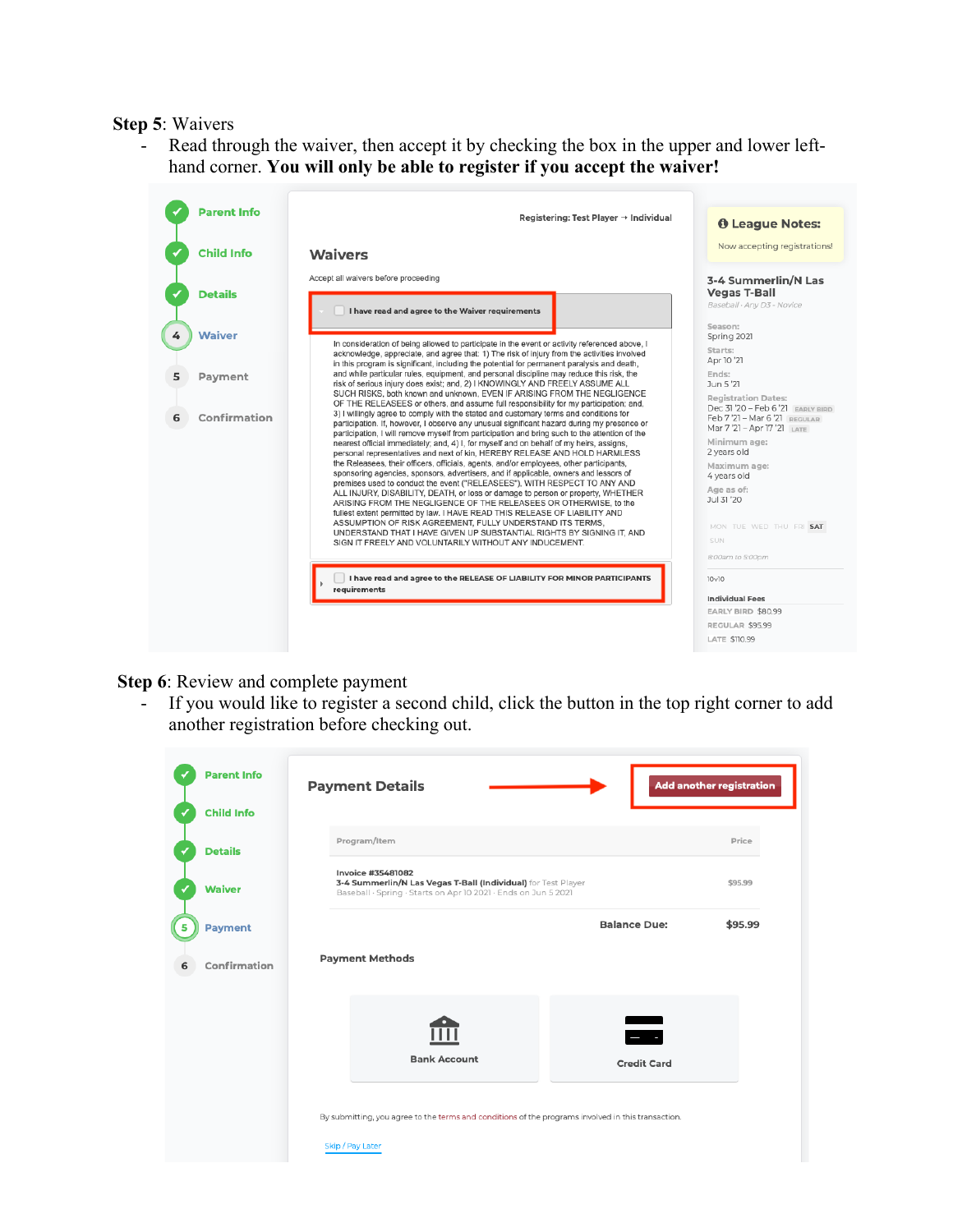**Step 5**: Waivers

- Read through the waiver, then accept it by checking the box in the upper and lower left-hand corner. **You will only be able to register if you accept the waiver!**

Parent Info

Child Info

Details

4 Waiver

5 Payment

6 Confirmation

Registering: Test Player → Individual

Waivers

Accept all waivers before proceeding

I have read and agree to the Waiver requirements

In consideration of being allowed to participate in the event or activity referenced above, I acknowledge, appreciate, and agree that: 1) The risk of injury from the activities involved in this program is significant, including the potential for permanent paralysis and death, and while particular rules, equipment, and personal discipline may reduce this risk, the risk of serious injury does exist; and, 2) I KNOWINGLY AND FREELY ASSUME ALL SUCH RISKS, both known and unknown, EVEN IF ARISING FROM THE NEGLIGENCE OF THE RELEASEES or others, and assume full responsibility for my participation; and, 3) I willingly agree to comply with the stated and customary terms and conditions for participation. If, however, I observe any unusual significant hazard during my presence or participation, I will remove myself from participation and bring such to the attention of the nearest official immediately; and, 4) I, for myself and on behalf of my heirs, assigns, personal representatives and next of kin, HEREBY RELEASE AND HOLD HARMLESS the Releasees, their officers, officials, agents, and/or employees, other participants, sponsoring agencies, sponsors, advertisers, and if applicable, owners and lessors of premises used to conduct the event ("RELEASEES"), WITH RESPECT TO ANY AND ALL INJURY, DISABILITY, DEATH, or loss or damage to person or property, WHETHER ARISING FROM THE NEGLIGENCE OF THE RELEASEES OR OTHERWISE, to the fullest extent permitted by law. I HAVE READ THIS RELEASE OF LIABILITY AND ASSUMPTION OF RISK AGREEMENT, FULLY UNDERSTAND ITS TERMS, UNDERSTAND THAT I HAVE GIVEN UP SUBSTANTIAL RIGHTS BY SIGNING IT, AND SIGN IT FREELY AND VOLUNTARILY WITHOUT ANY INDUCEMENT.

I have read and agree to the RELEASE OF LIABILITY FOR MINOR PARTICIPANTS requirements

League Notes:

Now accepting registrations!

3-4 Summerlin/N Las Vegas T-Ball

Baseball · Any D3 - Novice

Season: Spring 2021

Starts: Apr 10 '21

Ends: Jun 5 '21

Registration Dates:
Dec 31 '20 – Feb 6 '21 EARLY BIRD
Feb 7 '21 – Mar 6 '21 REGULAR
Mar 7 '21 – Apr 17 '21 LATE

Minimum age: 2 years old

Maximum age: 4 years old

Age as of: Jul 31 '20

MON TUE WED THU FRI SAT SUN

8:00am to 5:00pm

10v10

Individual Fees
EARLY BIRD $80.99
REGULAR $95.99
LATE $110.99

**Step 6**: Review and complete payment

- If you would like to register a second child, click the button in the top right corner to add another registration before checking out.

Parent Info

Child Info

Details

Waiver

5 Payment

6 Confirmation

Payment Details

Add another registration

| Program/Item | Price |
|---|---|
| Invoice #35481082<br>**3-4 Summerlin/N Las Vegas T-Ball (Individual)** for Test Player<br>Baseball · Spring · Starts on Apr 10 2021 · Ends on Jun 5 2021 | $95.99 |
| **Balance Due:** | **$95.99** |

Payment Methods

Bank Account

Credit Card

By submitting, you agree to the terms and conditions of the programs involved in this transaction.

Skip / Pay Later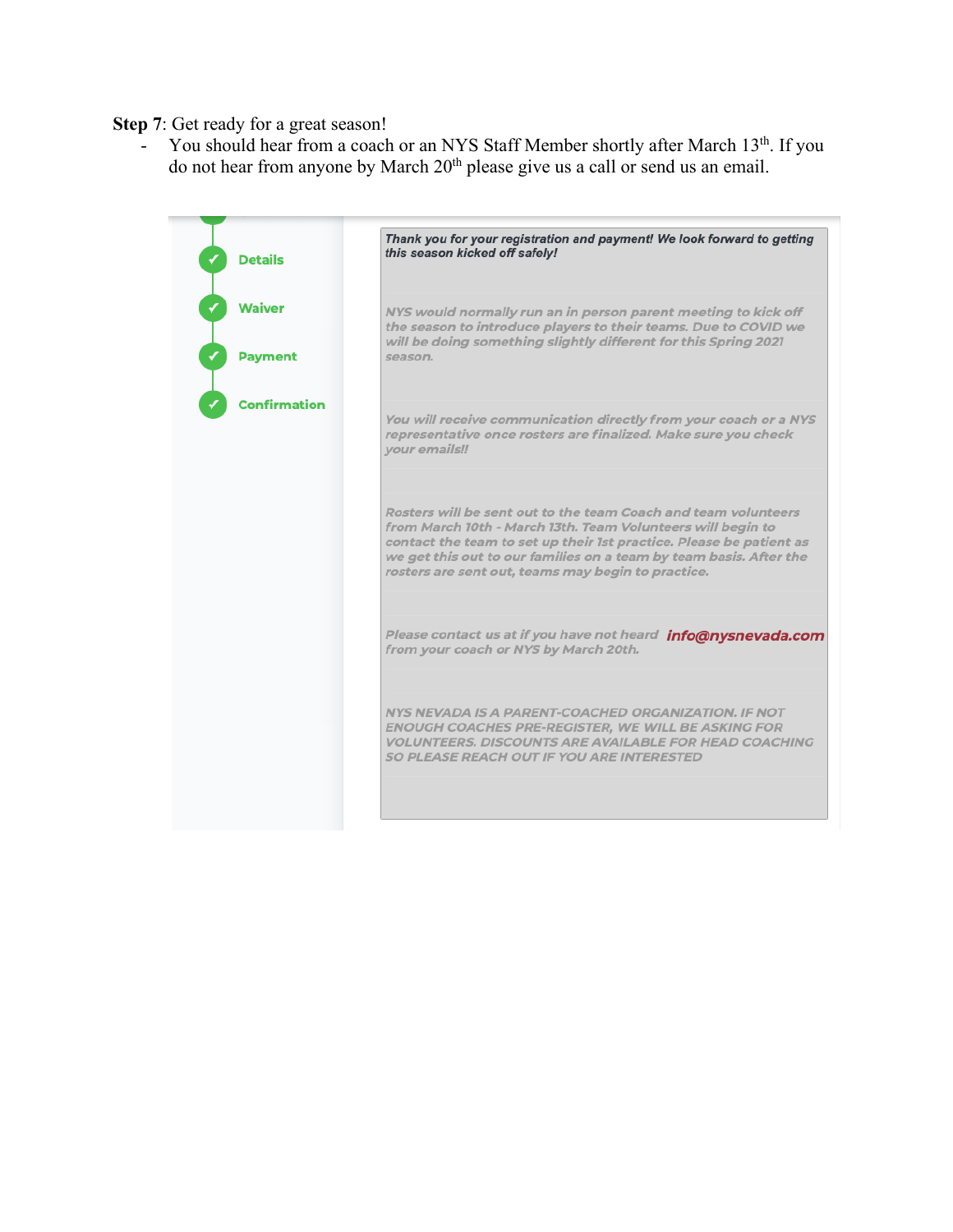**Step 7**: Get ready for a great season!

- You should hear from a coach or an NYS Staff Member shortly after March 13th. If you do not hear from anyone by March 20th please give us a call or send us an email.

- Details
- Waiver
- Payment
- Confirmation

***Thank you for your registration and payment! We look forward to getting this season kicked off safely!***

*NYS would normally run an in person parent meeting to kick off the season to introduce players to their teams. Due to COVID we will be doing something slightly different for this Spring 2021 season.*

*You will receive communication directly from your coach or a NYS representative once rosters are finalized. Make sure you check your emails!!*

*Rosters will be sent out to the team Coach and team volunteers from March 10th - March 13th. Team Volunteers will begin to contact the team to set up their 1st practice. Please be patient as we get this out to our families on a team by team basis. After the rosters are sent out, teams may begin to practice.*

*Please contact us at **info@nysnevada.com** if you have not heard from your coach or NYS by March 20th.*

*NYS NEVADA IS A PARENT-COACHED ORGANIZATION. IF NOT ENOUGH COACHES PRE-REGISTER, WE WILL BE ASKING FOR VOLUNTEERS. DISCOUNTS ARE AVAILABLE FOR HEAD COACHING SO PLEASE REACH OUT IF YOU ARE INTERESTED*